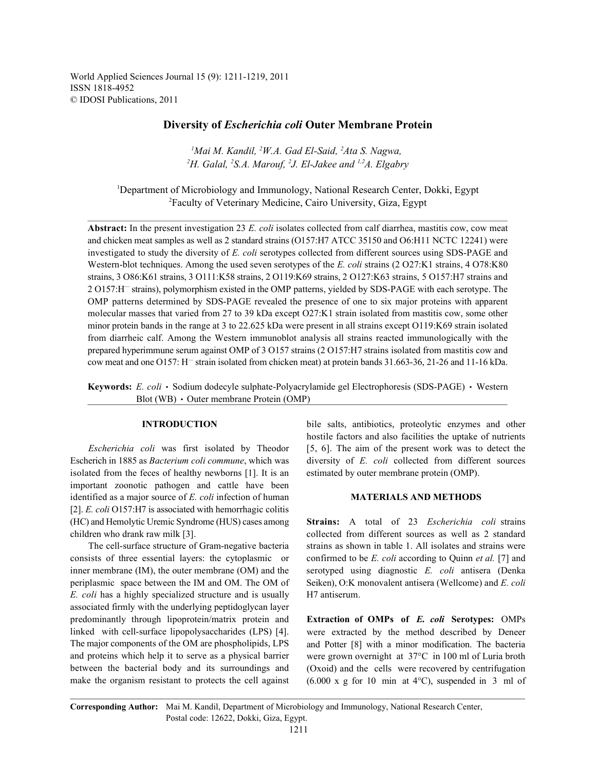# Diversity of *Escherichia coli* Outer Membrane Protein

[1]Mai M. Kandil, [2]W.A. Gad El-Said, [2]Ata S. Nagwa, [2]H. Galal, [2]S.A. Marouf, [2]J. El-Jakee and [1,2]A. Elgabry

[1]Department of Microbiology and Immunology, National Research Center, Dokki, Egypt
[2]Faculty of Veterinary Medicine, Cairo University, Giza, Egypt

**Abstract:** In the present investigation 23 *E. coli* isolates collected from calf diarrhea, mastitis cow, cow meat and chicken meat samples as well as 2 standard strains (O157:H7 ATCC 35150 and O6:H11 NCTC 12241) were investigated to study the diversity of *E. coli* serotypes collected from different sources using SDS-PAGE and Western-blot techniques. Among the used seven serotypes of the *E. coli* strains (2 O27:K1 strains, 4 O78:K80 strains, 3 O86:K61 strains, 3 O111:K58 strains, 2 O119:K69 strains, 2 O127:K63 strains, 5 O157:H7 strains and 2 O157:H⁻ strains), polymorphism existed in the OMP patterns, yielded by SDS-PAGE with each serotype. The OMP patterns determined by SDS-PAGE revealed the presence of one to six major proteins with apparent molecular masses that varied from 27 to 39 kDa except O27:K1 strain isolated from mastitis cow, some other minor protein bands in the range at 3 to 22.625 kDa were present in all strains except O119:K69 strain isolated from diarrheic calf. Among the Western immunoblot analysis all strains reacted immunologically with the prepared hyperimmune serum against OMP of 3 O157 strains (2 O157:H7 strains isolated from mastitis cow and cow meat and one O157: H⁻ strain isolated from chicken meat) at protein bands 31.663-36, 21-26 and 11-16 kDa.

**Keywords:** *E. coli* · Sodium dodecyle sulphate-Polyacrylamide gel Electrophoresis (SDS-PAGE) · Western Blot (WB) · Outer membrane Protein (OMP)

## INTRODUCTION

*Escherichia coli* was first isolated by Theodor Escherich in 1885 as *Bacterium coli commune*, which was isolated from the feces of healthy newborns [1]. It is an important zoonotic pathogen and cattle have been identified as a major source of *E. coli* infection of human [2]. *E. coli* O157:H7 is associated with hemorrhagic colitis (HC) and Hemolytic Uremic Syndrome (HUS) cases among children who drank raw milk [3].

The cell-surface structure of Gram-negative bacteria consists of three essential layers: the cytoplasmic or inner membrane (IM), the outer membrane (OM) and the periplasmic space between the IM and OM. The OM of *E. coli* has a highly specialized structure and is usually associated firmly with the underlying peptidoglycan layer predominantly through lipoprotein/matrix protein and linked with cell-surface lipopolysaccharides (LPS) [4]. The major components of the OM are phospholipids, LPS and proteins which help it to serve as a physical barrier between the bacterial body and its surroundings and make the organism resistant to protects the cell against bile salts, antibiotics, proteolytic enzymes and other hostile factors and also facilities the uptake of nutrients [5, 6]. The aim of the present work was to detect the diversity of *E. coli* collected from different sources estimated by outer membrane protein (OMP).

## MATERIALS AND METHODS

**Strains:** A total of 23 *Escherichia coli* strains collected from different sources as well as 2 standard strains as shown in table 1. All isolates and strains were confirmed to be *E. coli* according to Quinn *et al.* [7] and serotyped using diagnostic *E. coli* antisera (Denka Seiken), O:K monovalent antisera (Wellcome) and *E. coli* H7 antiserum.

**Extraction of OMPs of *E. coli* Serotypes:** OMPs were extracted by the method described by Deneer and Potter [8] with a minor modification. The bacteria were grown overnight at 37°C in 100 ml of Luria broth (Oxoid) and the cells were recovered by centrifugation (6.000 x g for 10 min at 4°C), suspended in 3 ml of

**Corresponding Author:** Mai M. Kandil, Department of Microbiology and Immunology, National Research Center, Postal code: 12622, Dokki, Giza, Egypt.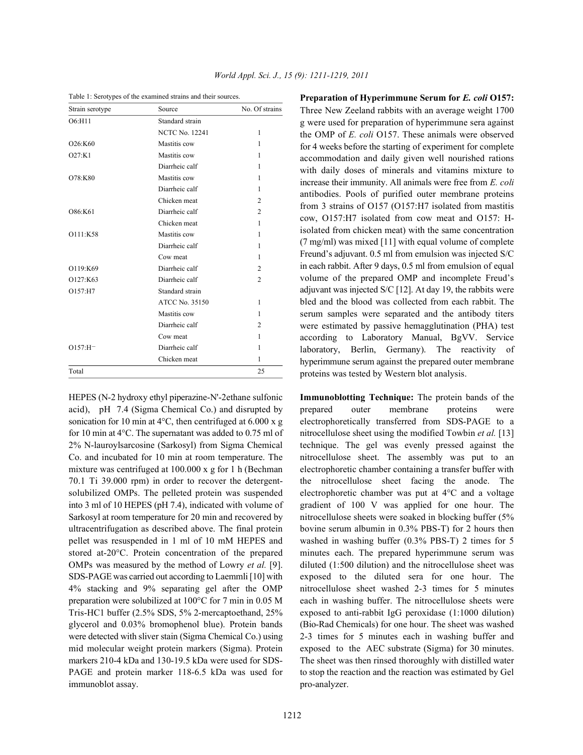Table 1: Serotypes of the examined strains and their sources.

| Strain serotype | Source | No. Of strains |
|---|---|---|
| O6:H11 | Standard strain | |
| | NCTC No. 12241 | 1 |
| O26:K60 | Mastitis cow | 1 |
| O27:K1 | Mastitis cow | 1 |
| | Diarrheic calf | 1 |
| O78:K80 | Mastitis cow | 1 |
| | Diarrheic calf | 1 |
| | Chicken meat | 2 |
| O86:K61 | Diarrheic calf | 2 |
| | Chicken meat | 1 |
| O111:K58 | Mastitis cow | 1 |
| | Diarrheic calf | 1 |
| | Cow meat | 1 |
| O119:K69 | Diarrheic calf | 2 |
| O127:K63 | Diarrheic calf | 2 |
| O157:H7 | Standard strain | |
| | ATCC No. 35150 | 1 |
| | Mastitis cow | 1 |
| | Diarrheic calf | 2 |
| | Cow meat | 1 |
| O157:H⁻ | Diarrheic calf | 1 |
| | Chicken meat | 1 |
| Total | | 25 |

HEPES (N-2 hydroxy ethyl piperazine-N'-2ethane sulfonic acid), pH 7.4 (Sigma Chemical Co.) and disrupted by sonication for 10 min at 4°C, then centrifuged at 6.000 x g for 10 min at 4°C. The supernatant was added to 0.75 ml of 2% N-lauroylsarcosine (Sarkosyl) from Sigma Chemical Co. and incubated for 10 min at room temperature. The mixture was centrifuged at 100.000 x g for 1 h (Bechman 70.1 Ti 39.000 rpm) in order to recover the detergent-solubilized OMPs. The pelleted protein was suspended into 3 ml of 10 HEPES (pH 7.4), indicated with volume of Sarkosyl at room temperature for 20 min and recovered by ultracentrifugation as described above. The final protein pellet was resuspended in 1 ml of 10 mM HEPES and stored at-20°C. Protein concentration of the prepared OMPs was measured by the method of Lowry *et al.* [9]. SDS-PAGE was carried out according to Laemmli [10] with 4% stacking and 9% separating gel after the OMP preparation were solubilized at 100°C for 7 min in 0.05 M Tris-HC1 buffer (2.5% SDS, 5% 2-mercaptoethand, 25% glycerol and 0.03% bromophenol blue). Protein bands were detected with sliver stain (Sigma Chemical Co.) using mid molecular weight protein markers (Sigma). Protein markers 210-4 kDa and 130-19.5 kDa were used for SDS-PAGE and protein marker 118-6.5 kDa was used for immunoblot assay.

**Preparation of Hyperimmune Serum for *E. coli* O157:** Three New Zeeland rabbits with an average weight 1700 g were used for preparation of hyperimmune sera against the OMP of *E. coli* O157. These animals were observed for 4 weeks before the starting of experiment for complete accommodation and daily given well nourished rations with daily doses of minerals and vitamins mixture to increase their immunity. All animals were free from *E. coli* antibodies. Pools of purified outer membrane proteins from 3 strains of O157 (O157:H7 isolated from mastitis cow, O157:H7 isolated from cow meat and O157: H- isolated from chicken meat) with the same concentration (7 mg/ml) was mixed [11] with equal volume of complete Freund's adjuvant. 0.5 ml from emulsion was injected S/C in each rabbit. After 9 days, 0.5 ml from emulsion of equal volume of the prepared OMP and incomplete Freud's adjuvant was injected S/C [12]. At day 19, the rabbits were bled and the blood was collected from each rabbit. The serum samples were separated and the antibody titers were estimated by passive hemagglutination (PHA) test according to Laboratory Manual, BgVV. Service laboratory, Berlin, Germany). The reactivity of hyperimmune serum against the prepared outer membrane proteins was tested by Western blot analysis.

**Immunoblotting Technique:** The protein bands of the prepared outer membrane proteins were electrophoretically transferred from SDS-PAGE to a nitrocellulose sheet using the modified Towbin *et al.* [13] technique. The gel was evenly pressed against the nitrocellulose sheet. The assembly was put to an electrophoretic chamber containing a transfer buffer with the nitrocellulose sheet facing the anode. The electrophoretic chamber was put at 4°C and a voltage gradient of 100 V was applied for one hour. The nitrocellulose sheets were soaked in blocking buffer (5% bovine serum albumin in 0.3% PBS-T) for 2 hours then washed in washing buffer (0.3% PBS-T) 2 times for 5 minutes each. The prepared hyperimmune serum was diluted (1:500 dilution) and the nitrocellulose sheet was exposed to the diluted sera for one hour. The nitrocellulose sheet washed 2-3 times for 5 minutes each in washing buffer. The nitrocellulose sheets were exposed to anti-rabbit IgG peroxidase (1:1000 dilution) (Bio-Rad Chemicals) for one hour. The sheet was washed 2-3 times for 5 minutes each in washing buffer and exposed to the AEC substrate (Sigma) for 30 minutes. The sheet was then rinsed thoroughly with distilled water to stop the reaction and the reaction was estimated by Gel pro-analyzer.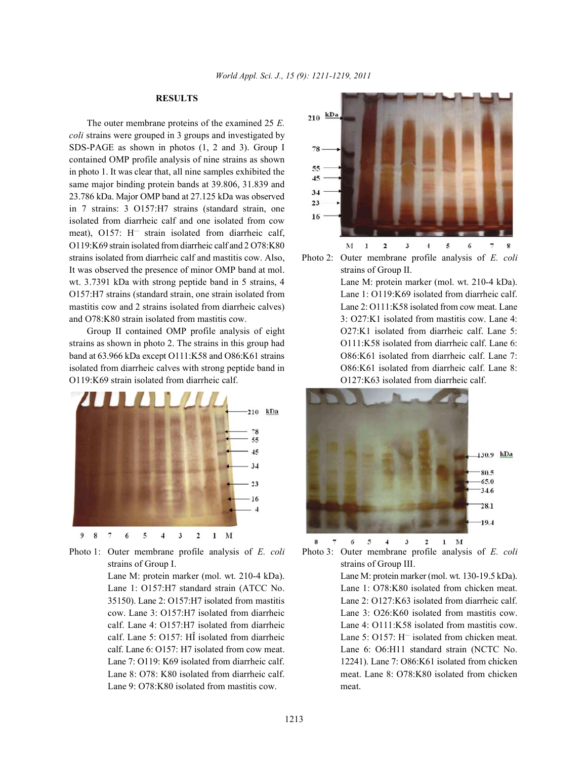## RESULTS

The outer membrane proteins of the examined 25 *E. coli* strains were grouped in 3 groups and investigated by SDS-PAGE as shown in photos (1, 2 and 3). Group I contained OMP profile analysis of nine strains as shown in photo 1. It was clear that, all nine samples exhibited the same major binding protein bands at 39.806, 31.839 and 23.786 kDa. Major OMP band at 27.125 kDa was observed in 7 strains: 3 O157:H7 strains (standard strain, one isolated from diarrheic calf and one isolated from cow meat), O157: H⁻ strain isolated from diarrheic calf, O119:K69 strain isolated from diarrheic calf and 2 O78:K80 strains isolated from diarrheic calf and mastitis cow. Also, It was observed the presence of minor OMP band at mol. wt. 3.7391 kDa with strong peptide band in 5 strains, 4 O157:H7 strains (standard strain, one strain isolated from mastitis cow and 2 strains isolated from diarrheic calves) and O78:K80 strain isolated from mastitis cow.

Group II contained OMP profile analysis of eight strains as shown in photo 2. The strains in this group had band at 63.966 kDa except O111:K58 and O86:K61 strains isolated from diarrheic calves with strong peptide band in O119:K69 strain isolated from diarrheic calf.

Photo 1: Outer membrane profile analysis of *E. coli* strains of Group I.
Lane M: protein marker (mol. wt. 210-4 kDa). Lane 1: O157:H7 standard strain (ATCC No. 35150). Lane 2: O157:H7 isolated from mastitis cow. Lane 3: O157:H7 isolated from diarrheic calf. Lane 4: O157:H7 isolated from diarrheic calf. Lane 5: O157: HÎ isolated from diarrheic calf. Lane 6: O157: H7 isolated from cow meat. Lane 7: O119: K69 isolated from diarrheic calf. Lane 8: O78: K80 isolated from diarrheic calf. Lane 9: O78:K80 isolated from mastitis cow.

Photo 2: Outer membrane profile analysis of *E. coli* strains of Group II.
Lane M: protein marker (mol. wt. 210-4 kDa). Lane 1: O119:K69 isolated from diarrheic calf. Lane 2: O111:K58 isolated from cow meat. Lane 3: O27:K1 isolated from mastitis cow. Lane 4: O27:K1 isolated from diarrheic calf. Lane 5: O111:K58 isolated from diarrheic calf. Lane 6: O86:K61 isolated from diarrheic calf. Lane 7: O86:K61 isolated from diarrheic calf. Lane 8: O127:K63 isolated from diarrheic calf.

Photo 3: Outer membrane profile analysis of *E. coli* strains of Group III.
Lane M: protein marker (mol. wt. 130-19.5 kDa). Lane 1: O78:K80 isolated from chicken meat. Lane 2: O127:K63 isolated from diarrheic calf. Lane 3: O26:K60 isolated from mastitis cow. Lane 4: O111:K58 isolated from mastitis cow. Lane 5: O157: H⁻ isolated from chicken meat. Lane 6: O6:H11 standard strain (NCTC No. 12241). Lane 7: O86:K61 isolated from chicken meat. Lane 8: O78:K80 isolated from chicken meat.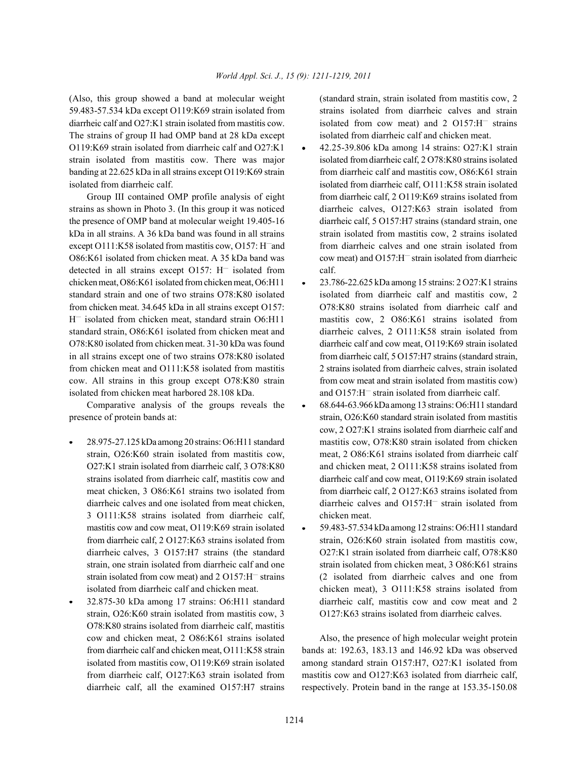(Also, this group showed a band at molecular weight 59.483-57.534 kDa except O119:K69 strain isolated from diarrheic calf and O27:K1 strain isolated from mastitis cow. The strains of group II had OMP band at 28 kDa except O119:K69 strain isolated from diarrheic calf and O27:K1 strain isolated from mastitis cow. There was major banding at 22.625 kDa in all strains except O119:K69 strain isolated from diarrheic calf.

Group III contained OMP profile analysis of eight strains as shown in Photo 3. (In this group it was noticed the presence of OMP band at molecular weight 19.405-16 kDa in all strains. A 36 kDa band was found in all strains except O111:K58 isolated from mastitis cow, O157: H⁻and O86:K61 isolated from chicken meat. A 35 kDa band was detected in all strains except O157: H⁻ isolated from chicken meat, O86:K61 isolated from chicken meat, O6:H11 standard strain and one of two strains O78:K80 isolated from chicken meat. 34.645 kDa in all strains except O157: H⁻ isolated from chicken meat, standard strain O6:H11 standard strain, O86:K61 isolated from chicken meat and O78:K80 isolated from chicken meat. 31-30 kDa was found in all strains except one of two strains O78:K80 isolated from chicken meat and O111:K58 isolated from mastitis cow. All strains in this group except O78:K80 strain isolated from chicken meat harbored 28.108 kDa.

Comparative analysis of the groups reveals the presence of protein bands at:

- 28.975-27.125 kDa among 20 strains: O6:H11 standard strain, O26:K60 strain isolated from mastitis cow, O27:K1 strain isolated from diarrheic calf, 3 O78:K80 strains isolated from diarrheic calf, mastitis cow and meat chicken, 3 O86:K61 strains two isolated from diarrheic calves and one isolated from meat chicken, 3 O111:K58 strains isolated from diarrheic calf, mastitis cow and cow meat, O119:K69 strain isolated from diarrheic calf, 2 O127:K63 strains isolated from diarrheic calves, 3 O157:H7 strains (the standard strain, one strain isolated from diarrheic calf and one strain isolated from cow meat) and 2 O157:H⁻ strains isolated from diarrheic calf and chicken meat.
- 32.875-30 kDa among 17 strains: O6:H11 standard strain, O26:K60 strain isolated from mastitis cow, 3 O78:K80 strains isolated from diarrheic calf, mastitis cow and chicken meat, 2 O86:K61 strains isolated from diarrheic calf and chicken meat, O111:K58 strain isolated from mastitis cow, O119:K69 strain isolated from diarrheic calf, O127:K63 strain isolated from diarrheic calf, all the examined O157:H7 strains (standard strain, strain isolated from mastitis cow, 2 strains isolated from diarrheic calves and strain isolated from cow meat) and 2 O157:H⁻ strains isolated from diarrheic calf and chicken meat.
- 42.25-39.806 kDa among 14 strains: O27:K1 strain isolated from diarrheic calf, 2 O78:K80 strains isolated from diarrheic calf and mastitis cow, O86:K61 strain isolated from diarrheic calf, O111:K58 strain isolated from diarrheic calf, 2 O119:K69 strains isolated from diarrheic calves, O127:K63 strain isolated from diarrheic calf, 5 O157:H7 strains (standard strain, one strain isolated from mastitis cow, 2 strains isolated from diarrheic calves and one strain isolated from cow meat) and O157:H⁻ strain isolated from diarrheic calf.
- 23.786-22.625 kDa among 15 strains: 2 O27:K1 strains isolated from diarrheic calf and mastitis cow, 2 O78:K80 strains isolated from diarrheic calf and mastitis cow, 2 O86:K61 strains isolated from diarrheic calves, 2 O111:K58 strain isolated from diarrheic calf and cow meat, O119:K69 strain isolated from diarrheic calf, 5 O157:H7 strains (standard strain, 2 strains isolated from diarrheic calves, strain isolated from cow meat and strain isolated from mastitis cow) and O157:H⁻ strain isolated from diarrheic calf.
- 68.644-63.966 kDa among 13 strains: O6:H11 standard strain, O26:K60 standard strain isolated from mastitis cow, 2 O27:K1 strains isolated from diarrheic calf and mastitis cow, O78:K80 strain isolated from chicken meat, 2 O86:K61 strains isolated from diarrheic calf and chicken meat, 2 O111:K58 strains isolated from diarrheic calf and cow meat, O119:K69 strain isolated from diarrheic calf, 2 O127:K63 strains isolated from diarrheic calves and O157:H⁻ strain isolated from chicken meat.
- 59.483-57.534 kDa among 12 strains: O6:H11 standard strain, O26:K60 strain isolated from mastitis cow, O27:K1 strain isolated from diarrheic calf, O78:K80 strain isolated from chicken meat, 3 O86:K61 strains (2 isolated from diarrheic calves and one from chicken meat), 3 O111:K58 strains isolated from diarrheic calf, mastitis cow and cow meat and 2 O127:K63 strains isolated from diarrheic calves.

Also, the presence of high molecular weight protein bands at: 192.63, 183.13 and 146.92 kDa was observed among standard strain O157:H7, O27:K1 isolated from mastitis cow and O127:K63 isolated from diarrheic calf, respectively. Protein band in the range at 153.35-150.08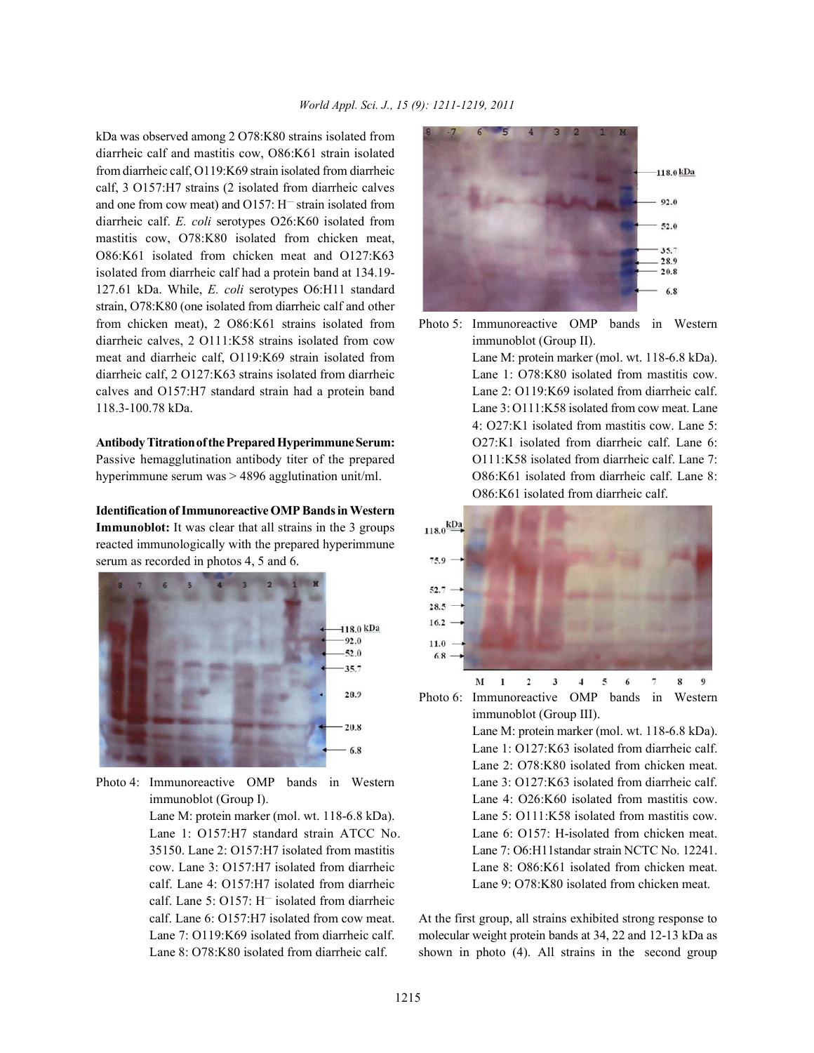kDa was observed among 2 O78:K80 strains isolated from diarrheic calf and mastitis cow, O86:K61 strain isolated from diarrheic calf, O119:K69 strain isolated from diarrheic calf, 3 O157:H7 strains (2 isolated from diarrheic calves and one from cow meat) and O157: H⁻ strain isolated from diarrheic calf. *E. coli* serotypes O26:K60 isolated from mastitis cow, O78:K80 isolated from chicken meat, O86:K61 isolated from chicken meat and O127:K63 isolated from diarrheic calf had a protein band at 134.19-127.61 kDa. While, *E. coli* serotypes O6:H11 standard strain, O78:K80 (one isolated from diarrheic calf and other from chicken meat), 2 O86:K61 strains isolated from diarrheic calves, 2 O111:K58 strains isolated from cow meat and diarrheic calf, O119:K69 strain isolated from diarrheic calf, 2 O127:K63 strains isolated from diarrheic calves and O157:H7 standard strain had a protein band 118.3-100.78 kDa.

**Antibody Titration of the Prepared Hyperimmune Serum:** Passive hemagglutination antibody titer of the prepared hyperimmune serum was > 4896 agglutination unit/ml.

**Identification of Immunoreactive OMP Bands in Western Immunoblot:** It was clear that all strains in the 3 groups reacted immunologically with the prepared hyperimmune serum as recorded in photos 4, 5 and 6.

Photo 4: Immunoreactive OMP bands in Western immunoblot (Group I). Lane M: protein marker (mol. wt. 118-6.8 kDa). Lane 1: O157:H7 standard strain ATCC No. 35150. Lane 2: O157:H7 isolated from mastitis cow. Lane 3: O157:H7 isolated from diarrheic calf. Lane 4: O157:H7 isolated from diarrheic calf. Lane 5: O157: H⁻ isolated from diarrheic calf. Lane 6: O157:H7 isolated from cow meat. Lane 7: O119:K69 isolated from diarrheic calf. Lane 8: O78:K80 isolated from diarrheic calf.

Photo 5: Immunoreactive OMP bands in Western immunoblot (Group II). Lane M: protein marker (mol. wt. 118-6.8 kDa). Lane 1: O78:K80 isolated from mastitis cow. Lane 2: O119:K69 isolated from diarrheic calf. Lane 3: O111:K58 isolated from cow meat. Lane 4: O27:K1 isolated from mastitis cow. Lane 5: O27:K1 isolated from diarrheic calf. Lane 6: O111:K58 isolated from diarrheic calf. Lane 7: O86:K61 isolated from diarrheic calf. Lane 8: O86:K61 isolated from diarrheic calf.

Photo 6: Immunoreactive OMP bands in Western immunoblot (Group III). Lane M: protein marker (mol. wt. 118-6.8 kDa). Lane 1: O127:K63 isolated from diarrheic calf. Lane 2: O78:K80 isolated from chicken meat. Lane 3: O127:K63 isolated from diarrheic calf. Lane 4: O26:K60 isolated from mastitis cow. Lane 5: O111:K58 isolated from mastitis cow. Lane 6: O157: H-isolated from chicken meat. Lane 7: O6:H11standar strain NCTC No. 12241. Lane 8: O86:K61 isolated from chicken meat. Lane 9: O78:K80 isolated from chicken meat.

At the first group, all strains exhibited strong response to molecular weight protein bands at 34, 22 and 12-13 kDa as shown in photo (4). All strains in the second group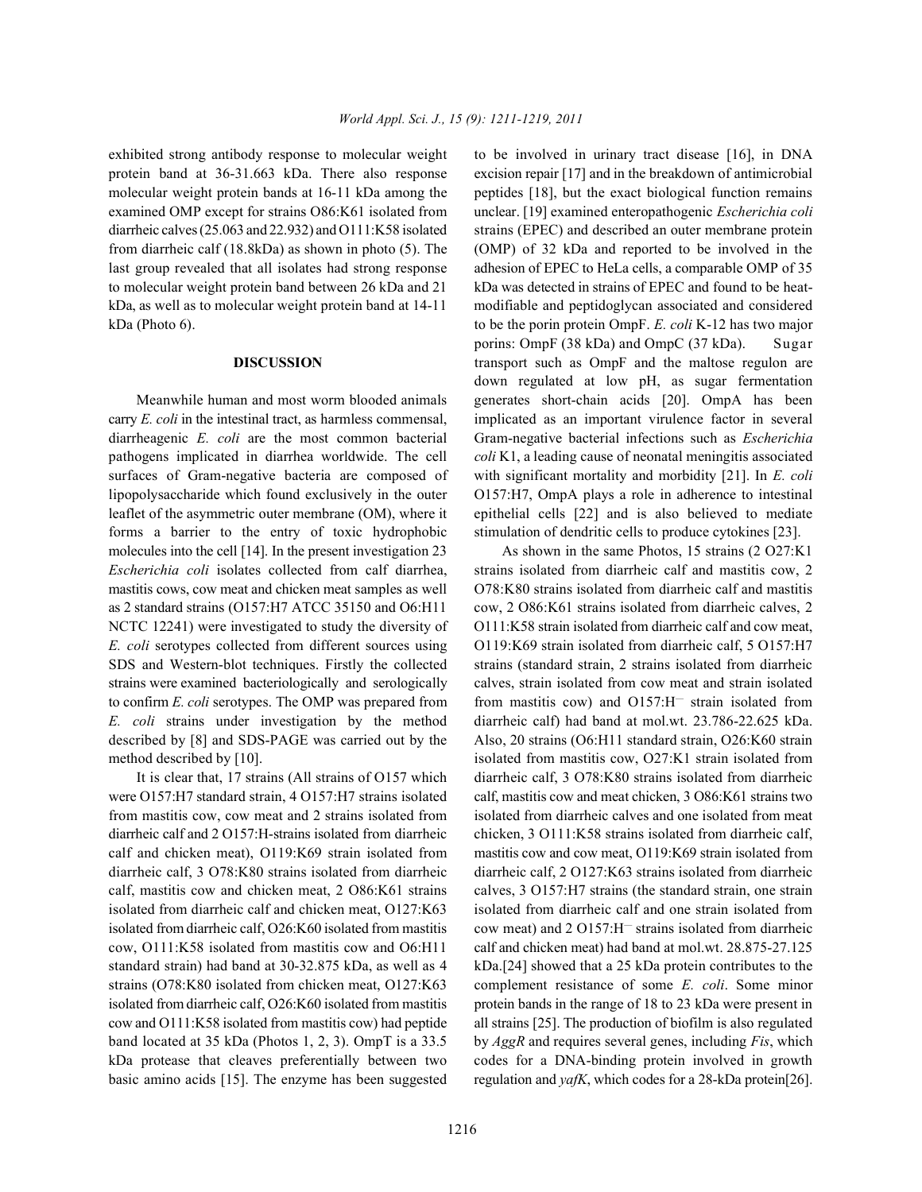exhibited strong antibody response to molecular weight protein band at 36-31.663 kDa. There also response molecular weight protein bands at 16-11 kDa among the examined OMP except for strains O86:K61 isolated from diarrheic calves (25.063 and 22.932) and O111:K58 isolated from diarrheic calf (18.8kDa) as shown in photo (5). The last group revealed that all isolates had strong response to molecular weight protein band between 26 kDa and 21 kDa, as well as to molecular weight protein band at 14-11 kDa (Photo 6).

## DISCUSSION

Meanwhile human and most worm blooded animals carry *E. coli* in the intestinal tract, as harmless commensal, diarrheagenic *E. coli* are the most common bacterial pathogens implicated in diarrhea worldwide. The cell surfaces of Gram-negative bacteria are composed of lipopolysaccharide which found exclusively in the outer leaflet of the asymmetric outer membrane (OM), where it forms a barrier to the entry of toxic hydrophobic molecules into the cell [14]. In the present investigation 23 *Escherichia coli* isolates collected from calf diarrhea, mastitis cows, cow meat and chicken meat samples as well as 2 standard strains (O157:H7 ATCC 35150 and O6:H11 NCTC 12241) were investigated to study the diversity of *E. coli* serotypes collected from different sources using SDS and Western-blot techniques. Firstly the collected strains were examined bacteriologically and serologically to confirm *E. coli* serotypes. The OMP was prepared from *E. coli* strains under investigation by the method described by [8] and SDS-PAGE was carried out by the method described by [10].

It is clear that, 17 strains (All strains of O157 which were O157:H7 standard strain, 4 O157:H7 strains isolated from mastitis cow, cow meat and 2 strains isolated from diarrheic calf and 2 O157:H-strains isolated from diarrheic calf and chicken meat), O119:K69 strain isolated from diarrheic calf, 3 O78:K80 strains isolated from diarrheic calf, mastitis cow and chicken meat, 2 O86:K61 strains isolated from diarrheic calf and chicken meat, O127:K63 isolated from diarrheic calf, O26:K60 isolated from mastitis cow, O111:K58 isolated from mastitis cow and O6:H11 standard strain) had band at 30-32.875 kDa, as well as 4 strains (O78:K80 isolated from chicken meat, O127:K63 isolated from diarrheic calf, O26:K60 isolated from mastitis cow and O111:K58 isolated from mastitis cow) had peptide band located at 35 kDa (Photos 1, 2, 3). OmpT is a 33.5 kDa protease that cleaves preferentially between two basic amino acids [15]. The enzyme has been suggested to be involved in urinary tract disease [16], in DNA excision repair [17] and in the breakdown of antimicrobial peptides [18], but the exact biological function remains unclear. [19] examined enteropathogenic *Escherichia coli* strains (EPEC) and described an outer membrane protein (OMP) of 32 kDa and reported to be involved in the adhesion of EPEC to HeLa cells, a comparable OMP of 35 kDa was detected in strains of EPEC and found to be heat-modifiable and peptidoglycan associated and considered to be the porin protein OmpF. *E. coli* K-12 has two major porins: OmpF (38 kDa) and OmpC (37 kDa). Sugar transport such as OmpF and the maltose regulon are down regulated at low pH, as sugar fermentation generates short-chain acids [20]. OmpA has been implicated as an important virulence factor in several Gram-negative bacterial infections such as *Escherichia coli* K1, a leading cause of neonatal meningitis associated with significant mortality and morbidity [21]. In *E. coli* O157:H7, OmpA plays a role in adherence to intestinal epithelial cells [22] and is also believed to mediate stimulation of dendritic cells to produce cytokines [23].

As shown in the same Photos, 15 strains (2 O27:K1 strains isolated from diarrheic calf and mastitis cow, 2 O78:K80 strains isolated from diarrheic calf and mastitis cow, 2 O86:K61 strains isolated from diarrheic calves, 2 O111:K58 strain isolated from diarrheic calf and cow meat, 2 O119:K69 strain isolated from diarrheic calf, 5 O157:H7 strains (standard strain, 2 strains isolated from diarrheic calves, strain isolated from cow meat and strain isolated from mastitis cow) and O157:H⁻ strain isolated from diarrheic calf) had band at mol.wt. 23.786-22.625 kDa. Also, 20 strains (O6:H11 standard strain, O26:K60 strain isolated from mastitis cow, O27:K1 strain isolated from diarrheic calf, 3 O78:K80 strains isolated from diarrheic calf, mastitis cow and meat chicken, 3 O86:K61 strains two isolated from diarrheic calves and one isolated from meat chicken, 3 O111:K58 strains isolated from diarrheic calf, mastitis cow and cow meat, O119:K69 strain isolated from diarrheic calf, 2 O127:K63 strains isolated from diarrheic calves, 3 O157:H7 strains (the standard strain, one strain isolated from diarrheic calf and one strain isolated from cow meat) and 2 O157:H⁻ strains isolated from diarrheic calf and chicken meat) had band at mol.wt. 28.875-27.125 kDa.[24] showed that a 25 kDa protein contributes to the complement resistance of some *E. coli*. Some minor protein bands in the range of 18 to 23 kDa were present in all strains [25]. The production of biofilm is also regulated by *AggR* and requires several genes, including *Fis*, which codes for a DNA-binding protein involved in growth regulation and *yafK*, which codes for a 28-kDa protein[26].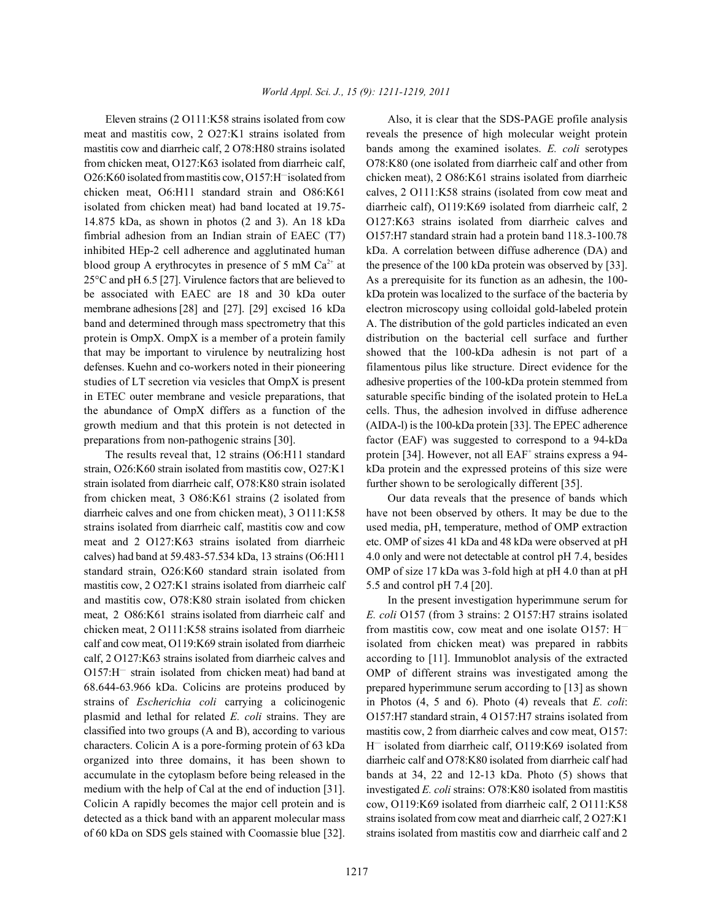Eleven strains (2 O111:K58 strains isolated from cow meat and mastitis cow, 2 O27:K1 strains isolated from mastitis cow and diarrheic calf, 2 O78:H80 strains isolated from chicken meat, O127:K63 isolated from diarrheic calf, O26:K60 isolated from mastitis cow, O157:H⁻ isolated from chicken meat, O6:H11 standard strain and O86:K61 isolated from chicken meat) had band located at 19.75-14.875 kDa, as shown in photos (2 and 3). An 18 kDa fimbrial adhesion from an Indian strain of EAEC (T7) inhibited HEp-2 cell adherence and agglutinated human blood group A erythrocytes in presence of 5 mM $Ca^{2+}$ at 25°C and pH 6.5 [27]. Virulence factors that are believed to be associated with EAEC are 18 and 30 kDa outer membrane adhesions [28] and [27]. [29] excised 16 kDa band and determined through mass spectrometry that this protein is OmpX. OmpX is a member of a protein family that may be important to virulence by neutralizing host defenses. Kuehn and co-workers noted in their pioneering studies of LT secretion via vesicles that OmpX is present in ETEC outer membrane and vesicle preparations, that the abundance of OmpX differs as a function of the growth medium and that this protein is not detected in preparations from non-pathogenic strains [30].

The results reveal that, 12 strains (O6:H11 standard strain, O26:K60 strain isolated from mastitis cow, O27:K1 strain isolated from diarrheic calf, O78:K80 strain isolated from chicken meat, 3 O86:K61 strains (2 isolated from diarrheic calves and one from chicken meat), 3 O111:K58 strains isolated from diarrheic calf, mastitis cow and cow meat and 2 O127:K63 strains isolated from diarrheic calves) had band at 59.483-57.534 kDa, 13 strains (O6:H11 standard strain, O26:K60 standard strain isolated from mastitis cow, 2 O27:K1 strains isolated from diarrheic calf and mastitis cow, O78:K80 strain isolated from chicken meat, 2 O86:K61 strains isolated from diarrheic calf and chicken meat, 2 O111:K58 strains isolated from diarrheic calf and cow meat, O119:K69 strain isolated from diarrheic calf, 2 O127:K63 strains isolated from diarrheic calves and O157:H⁻ strain isolated from chicken meat) had band at 68.644-63.966 kDa. Colicins are proteins produced by strains of *Escherichia coli* carrying a colicinogenic plasmid and lethal for related *E. coli* strains. They are classified into two groups (A and B), according to various characters. Colicin A is a pore-forming protein of 63 kDa organized into three domains, it has been shown to accumulate in the cytoplasm before being released in the medium with the help of Cal at the end of induction [31]. Colicin A rapidly becomes the major cell protein and is detected as a thick band with an apparent molecular mass of 60 kDa on SDS gels stained with Coomassie blue [32].

Also, it is clear that the SDS-PAGE profile analysis reveals the presence of high molecular weight protein bands among the examined isolates. *E. coli* serotypes O78:K80 (one isolated from diarrheic calf and other from chicken meat), 2 O86:K61 strains isolated from diarrheic calves, 2 O111:K58 strains (isolated from cow meat and diarrheic calf), O119:K69 isolated from diarrheic calf, 2 O127:K63 strains isolated from diarrheic calves and O157:H7 standard strain had a protein band 118.3-100.78 kDa. A correlation between diffuse adherence (DA) and the presence of the 100 kDa protein was observed by [33]. As a prerequisite for its function as an adhesin, the 100-kDa protein was localized to the surface of the bacteria by electron microscopy using colloidal gold-labeled protein A. The distribution of the gold particles indicated an even distribution on the bacterial cell surface and further showed that the 100-kDa adhesin is not part of a filamentous pilus like structure. Direct evidence for the adhesive properties of the 100-kDa protein stemmed from saturable specific binding of the isolated protein to HeLa cells. Thus, the adhesion involved in diffuse adherence (AIDA-l) is the 100-kDa protein [33]. The EPEC adherence factor (EAF) was suggested to correspond to a 94-kDa protein [34]. However, not all EAF⁺ strains express a 94-kDa protein and the expressed proteins of this size were further shown to be serologically different [35].

Our data reveals that the presence of bands which have not been observed by others. It may be due to the used media, pH, temperature, method of OMP extraction etc. OMP of sizes 41 kDa and 48 kDa were observed at pH 4.0 only and were not detectable at control pH 7.4, besides OMP of size 17 kDa was 3-fold high at pH 4.0 than at pH 5.5 and control pH 7.4 [20].

In the present investigation hyperimmune serum for *E. coli* O157 (from 3 strains: 2 O157:H7 strains isolated from mastitis cow, cow meat and one isolate O157: H⁻ isolated from chicken meat) was prepared in rabbits according to [11]. Immunoblot analysis of the extracted OMP of different strains was investigated among the prepared hyperimmune serum according to [13] as shown in Photos (4, 5 and 6). Photo (4) reveals that *E. coli*: O157:H7 standard strain, 4 O157:H7 strains isolated from mastitis cow, 2 from diarrheic calves and cow meat, O157: H⁻ isolated from diarrheic calf, O119:K69 isolated from diarrheic calf and O78:K80 isolated from diarrheic calf had bands at 34, 22 and 12-13 kDa. Photo (5) shows that investigated *E. coli* strains: O78:K80 isolated from mastitis cow, O119:K69 isolated from diarrheic calf, 2 O111:K58 strains isolated from cow meat and diarrheic calf, 2 O27:K1 strains isolated from mastitis cow and diarrheic calf and 2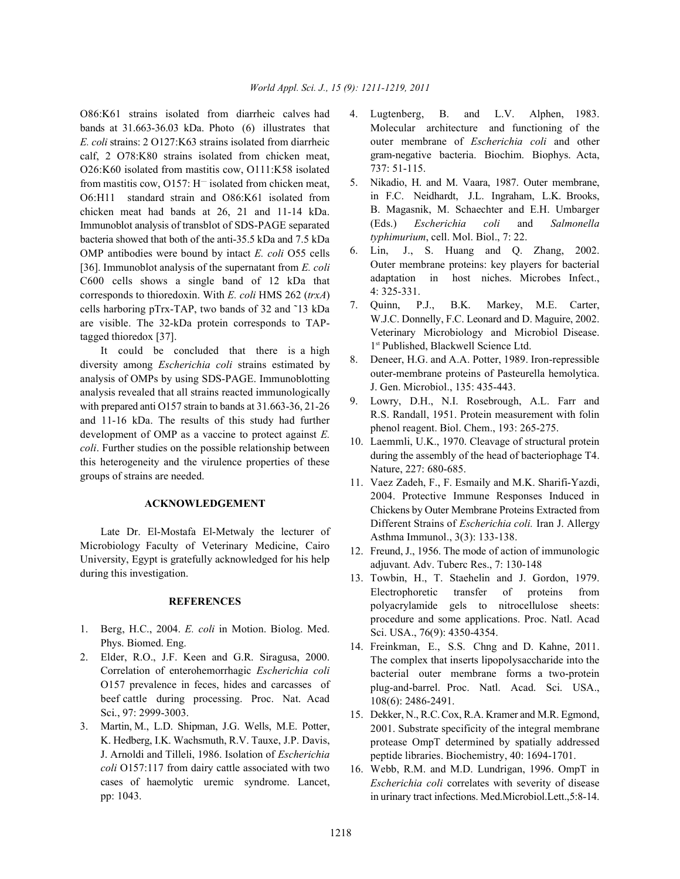O86:K61 strains isolated from diarrheic calves had bands at 31.663-36.03 kDa. Photo (6) illustrates that *E. coli* strains: 2 O127:K63 strains isolated from diarrheic calf, 2 O78:K80 strains isolated from chicken meat, O26:K60 isolated from mastitis cow, O111:K58 isolated from mastitis cow, O157: H⁻ isolated from chicken meat, O6:H11 standard strain and O86:K61 isolated from chicken meat had bands at 26, 21 and 11-14 kDa. Immunoblot analysis of transblot of SDS-PAGE separated bacteria showed that both of the anti-35.5 kDa and 7.5 kDa OMP antibodies were bound by intact *E. coli* O55 cells [36]. Immunoblot analysis of the supernatant from *E. coli* C600 cells shows a single band of 12 kDa that corresponds to thioredoxin. With *E. coli* HMS 262 (*trxA*) cells harboring pTrx-TAP, two bands of 32 and ˜13 kDa are visible. The 32-kDa protein corresponds to TAP-tagged thioredox [37].

It could be concluded that there is a high diversity among *Escherichia coli* strains estimated by analysis of OMPs by using SDS-PAGE. Immunoblotting analysis revealed that all strains reacted immunologically with prepared anti O157 strain to bands at 31.663-36, 21-26 and 11-16 kDa. The results of this study had further development of OMP as a vaccine to protect against *E. coli*. Further studies on the possible relationship between this heterogeneity and the virulence properties of these groups of strains are needed.

## ACKNOWLEDGEMENT

Late Dr. El-Mostafa El-Metwaly the lecturer of Microbiology Faculty of Veterinary Medicine, Cairo University, Egypt is gratefully acknowledged for his help during this investigation.

## REFERENCES

1. Berg, H.C., 2004. *E. coli* in Motion. Biolog. Med. Phys. Biomed. Eng.
2. Elder, R.O., J.F. Keen and G.R. Siragusa, 2000. Correlation of enterohemorrhagic *Escherichia coli* O157 prevalence in feces, hides and carcasses of beef cattle during processing. Proc. Nat. Acad Sci., 97: 2999-3003.
3. Martin, M., L.D. Shipman, J.G. Wells, M.E. Potter, K. Hedberg, I.K. Wachsmuth, R.V. Tauxe, J.P. Davis, J. Arnoldi and Tilleli, 1986. Isolation of *Escherichia coli* O157:117 from dairy cattle associated with two cases of haemolytic uremic syndrome. Lancet, pp: 1043.
4. Lugtenberg, B. and L.V. Alphen, 1983. Molecular architecture and functioning of the outer membrane of *Escherichia coli* and other gram-negative bacteria. Biochim. Biophys. Acta, 737: 51-115.
5. Nikadio, H. and M. Vaara, 1987. Outer membrane, in F.C. Neidhardt, J.L. Ingraham, L.K. Brooks, B. Magasnik, M. Schaechter and E.H. Umbarger (Eds.) *Escherichia coli* and *Salmonella typhimurium*, cell. Mol. Biol., 7: 22.
6. Lin, J., S. Huang and Q. Zhang, 2002. Outer membrane proteins: key players for bacterial adaptation in host niches. Microbes Infect., 4: 325-331.
7. Quinn, P.J., B.K. Markey, M.E. Carter, W.J.C. Donnelly, F.C. Leonard and D. Maguire, 2002. Veterinary Microbiology and Microbiol Disease. 1st Published, Blackwell Science Ltd.
8. Deneer, H.G. and A.A. Potter, 1989. Iron-repressible outer-membrane proteins of Pasteurella hemolytica. J. Gen. Microbiol., 135: 435-443.
9. Lowry, D.H., N.I. Rosebrough, A.L. Farr and R.S. Randall, 1951. Protein measurement with folin phenol reagent. Biol. Chem., 193: 265-275.
10. Laemmli, U.K., 1970. Cleavage of structural protein during the assembly of the head of bacteriophage T4. Nature, 227: 680-685.
11. Vaez Zadeh, F., F. Esmaily and M.K. Sharifi-Yazdi, 2004. Protective Immune Responses Induced in Chickens by Outer Membrane Proteins Extracted from Different Strains of *Escherichia coli.* Iran J. Allergy Asthma Immunol., 3(3): 133-138.
12. Freund, J., 1956. The mode of action of immunologic adjuvant. Adv. Tuberc Res., 7: 130-148
13. Towbin, H., T. Staehelin and J. Gordon, 1979. Electrophoretic transfer of proteins from polyacrylamide gels to nitrocellulose sheets: procedure and some applications. Proc. Natl. Acad Sci. USA., 76(9): 4350-4354.
14. Freinkman, E., S.S. Chng and D. Kahne, 2011. The complex that inserts lipopolysaccharide into the bacterial outer membrane forms a two-protein plug-and-barrel. Proc. Natl. Acad. Sci. USA., 108(6): 2486-2491.
15. Dekker, N., R.C. Cox, R.A. Kramer and M.R. Egmond, 2001. Substrate specificity of the integral membrane protease OmpT determined by spatially addressed peptide libraries. Biochemistry, 40: 1694-1701.
16. Webb, R.M. and M.D. Lundrigan, 1996. OmpT in *Escherichia coli* correlates with severity of disease in urinary tract infections. Med.Microbiol.Lett.,5:8-14.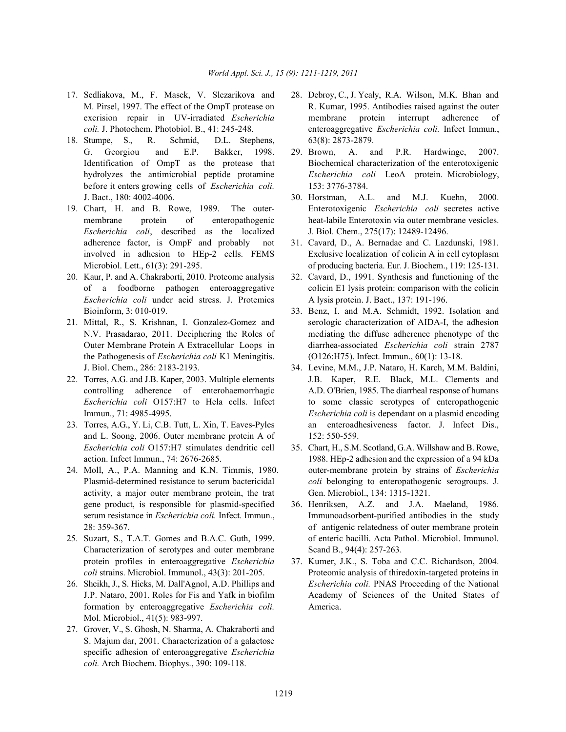17. Sedliakova, M., F. Masek, V. Slezarikova and M. Pirsel, 1997. The effect of the OmpT protease on excrision repair in UV-irradiated *Escherichia coli.* J. Photochem. Photobiol. B., 41: 245-248.
18. Stumpe, S., R. Schmid, D.L. Stephens, G. Georgiou and E.P. Bakker, 1998. Identification of OmpT as the protease that hydrolyzes the antimicrobial peptide protamine before it enters growing cells of *Escherichia coli.* J. Bact., 180: 4002-4006.
19. Chart, H. and B. Rowe, 1989. The outer-membrane protein of enteropathogenic *Escherichia coli*, described as the localized adherence factor, is OmpF and probably not involved in adhesion to HEp-2 cells. FEMS Microbiol. Lett., 61(3): 291-295.
20. Kaur, P. and A. Chakraborti, 2010. Proteome analysis of a foodborne pathogen enteroaggregative *Escherichia coli* under acid stress. J. Protemics Bioinform, 3: 010-019.
21. Mittal, R., S. Krishnan, I. Gonzalez-Gomez and N.V. Prasadarao, 2011. Deciphering the Roles of Outer Membrane Protein A Extracellular Loops in the Pathogenesis of *Escherichia coli* K1 Meningitis. J. Biol. Chem., 286: 2183-2193.
22. Torres, A.G. and J.B. Kaper, 2003. Multiple elements controlling adherence of enterohaemorrhagic *Escherichia coli* O157:H7 to Hela cells. Infect Immun., 71: 4985-4995.
23. Torres, A.G., Y. Li, C.B. Tutt, L. Xin, T. Eaves-Pyles and L. Soong, 2006. Outer membrane protein A of *Escherichia coli* O157:H7 stimulates dendritic cell action. Infect Immun., 74: 2676-2685.
24. Moll, A., P.A. Manning and K.N. Timmis, 1980. Plasmid-determined resistance to serum bactericidal activity, a major outer membrane protein, the trat gene product, is responsible for plasmid-specified serum resistance in *Escherichia coli.* Infect. Immun., 28: 359-367.
25. Suzart, S., T.A.T. Gomes and B.A.C. Guth, 1999. Characterization of serotypes and outer membrane protein profiles in enteroaggregative *Escherichia coli* strains. Microbiol. Immunol., 43(3): 201-205.
26. Sheikh, J., S. Hicks, M. Dall'Agnol, A.D. Phillips and J.P. Nataro, 2001. Roles for Fis and Yafk in biofilm formation by enteroaggregative *Escherichia coli.* Mol. Microbiol., 41(5): 983-997.
27. Grover, V., S. Ghosh, N. Sharma, A. Chakraborti and S. Majum dar, 2001. Characterization of a galactose specific adhesion of enteroaggregative *Escherichia coli.* Arch Biochem. Biophys., 390: 109-118.
28. Debroy, C., J. Yealy, R.A. Wilson, M.K. Bhan and R. Kumar, 1995. Antibodies raised against the outer membrane protein interrupt adherence of enteroaggregative *Escherichia coli.* Infect Immun., 63(8): 2873-2879.
29. Brown, A. and P.R. Hardwinge, 2007. Biochemical characterization of the enterotoxigenic *Escherichia coli* LeoA protein. Microbiology, 153: 3776-3784.
30. Horstman, A.L. and M.J. Kuehn, 2000. Enterotoxigenic *Escherichia coli* secretes active heat-labile Enterotoxin via outer membrane vesicles. J. Biol. Chem., 275(17): 12489-12496.
31. Cavard, D., A. Bernadae and C. Lazdunski, 1981. Exclusive localization of colicin A in cell cytoplasm of producing bacteria. Eur. J. Biochem., 119: 125-131.
32. Cavard, D., 1991. Synthesis and functioning of the colicin E1 lysis protein: comparison with the colicin A lysis protein. J. Bact., 137: 191-196.
33. Benz, I. and M.A. Schmidt, 1992. Isolation and serologic characterization of AIDA-I, the adhesion mediating the diffuse adherence phenotype of the diarrhea-associated *Escherichia coli* strain 2787 (O126:H75). Infect. Immun., 60(1): 13-18.
34. Levine, M.M., J.P. Nataro, H. Karch, M.M. Baldini, J.B. Kaper, R.E. Black, M.L. Clements and A.D. O'Brien, 1985. The diarrheal response of humans to some classic serotypes of enteropathogenic *Escherichia coli* is dependant on a plasmid encoding an enteroadhesiveness factor. J. Infect Dis., 152: 550-559.
35. Chart, H., S.M. Scotland, G.A. Willshaw and B. Rowe, 1988. HEp-2 adhesion and the expression of a 94 kDa outer-membrane protein by strains of *Escherichia coli* belonging to enteropathogenic serogroups. J. Gen. Microbiol., 134: 1315-1321.
36. Henriksen, A.Z. and J.A. Maeland, 1986. Immunoadsorbent-purified antibodies in the study of antigenic relatedness of outer membrane protein of enteric bacilli. Acta Pathol. Microbiol. Immunol. Scand B., 94(4): 257-263.
37. Kumer, J.K., S. Toba and C.C. Richardson, 2004. Proteomic analysis of thiredoxin-targeted proteins in *Escherichia coli.* PNAS Proceeding of the National Academy of Sciences of the United States of America.